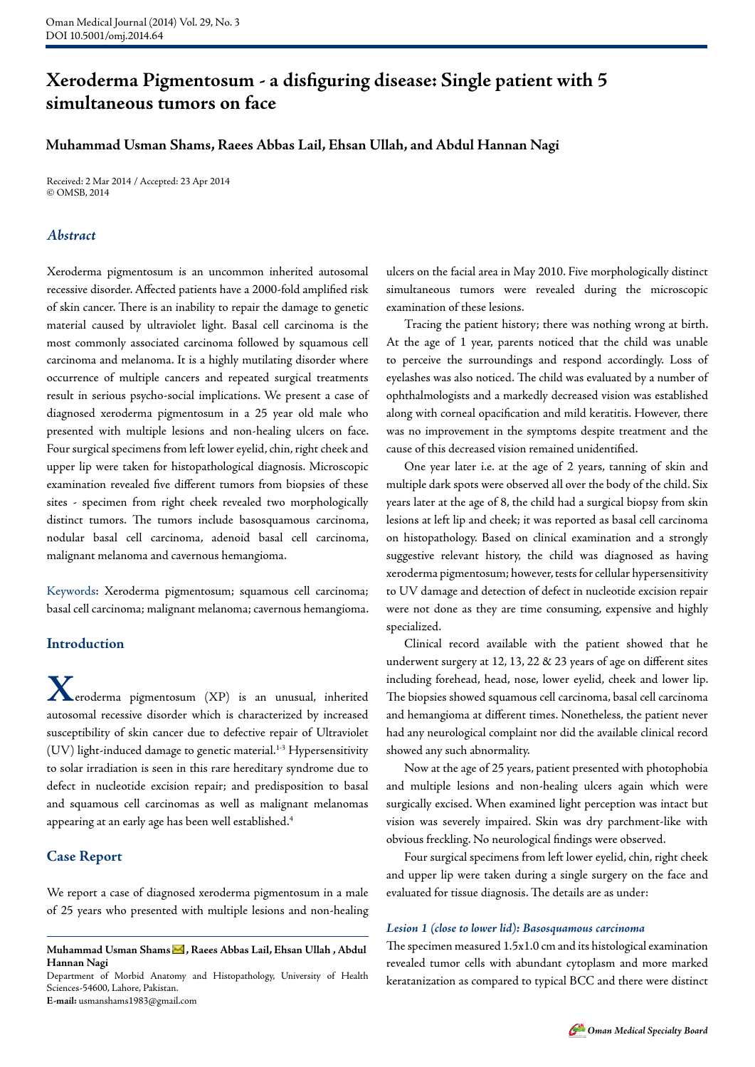# Xeroderma Pigmentosum - a disfiguring disease: Single patient with 5 simultaneous tumors on face

**Muhammad Usman Shams, Raees Abbas Lail, Ehsan Ullah, and Abdul Hannan Nagi**

Received: 2 Mar 2014 / Accepted: 23 Apr 2014
© OMSB, 2014

## *Abstract*

Xeroderma pigmentosum is an uncommon inherited autosomal recessive disorder. Affected patients have a 2000-fold amplified risk of skin cancer. There is an inability to repair the damage to genetic material caused by ultraviolet light. Basal cell carcinoma is the most commonly associated carcinoma followed by squamous cell carcinoma and melanoma. It is a highly mutilating disorder where occurrence of multiple cancers and repeated surgical treatments result in serious psycho-social implications. We present a case of diagnosed xeroderma pigmentosum in a 25 year old male who presented with multiple lesions and non-healing ulcers on face. Four surgical specimens from left lower eyelid, chin, right cheek and upper lip were taken for histopathological diagnosis. Microscopic examination revealed five different tumors from biopsies of these sites - specimen from right cheek revealed two morphologically distinct tumors. The tumors include basosquamous carcinoma, nodular basal cell carcinoma, adenoid basal cell carcinoma, malignant melanoma and cavernous hemangioma.

Keywords: Xeroderma pigmentosum; squamous cell carcinoma; basal cell carcinoma; malignant melanoma; cavernous hemangioma.

## Introduction

Xeroderma pigmentosum (XP) is an unusual, inherited autosomal recessive disorder which is characterized by increased susceptibility of skin cancer due to defective repair of Ultraviolet (UV) light-induced damage to genetic material.[1-3] Hypersensitivity to solar irradiation is seen in this rare hereditary syndrome due to defect in nucleotide excision repair; and predisposition to basal and squamous cell carcinomas as well as malignant melanomas appearing at an early age has been well established.[4]

## Case Report

We report a case of diagnosed xeroderma pigmentosum in a male of 25 years who presented with multiple lesions and non-healing ulcers on the facial area in May 2010. Five morphologically distinct simultaneous tumors were revealed during the microscopic examination of these lesions.

Tracing the patient history; there was nothing wrong at birth. At the age of 1 year, parents noticed that the child was unable to perceive the surroundings and respond accordingly. Loss of eyelashes was also noticed. The child was evaluated by a number of ophthalmologists and a markedly decreased vision was established along with corneal opacification and mild keratitis. However, there was no improvement in the symptoms despite treatment and the cause of this decreased vision remained unidentified.

One year later i.e. at the age of 2 years, tanning of skin and multiple dark spots were observed all over the body of the child. Six years later at the age of 8, the child had a surgical biopsy from skin lesions at left lip and cheek; it was reported as basal cell carcinoma on histopathology. Based on clinical examination and a strongly suggestive relevant history, the child was diagnosed as having xeroderma pigmentosum; however, tests for cellular hypersensitivity to UV damage and detection of defect in nucleotide excision repair were not done as they are time consuming, expensive and highly specialized.

Clinical record available with the patient showed that he underwent surgery at 12, 13, 22 & 23 years of age on different sites including forehead, head, nose, lower eyelid, cheek and lower lip. The biopsies showed squamous cell carcinoma, basal cell carcinoma and hemangioma at different times. Nonetheless, the patient never had any neurological complaint nor did the available clinical record showed any such abnormality.

Now at the age of 25 years, patient presented with photophobia and multiple lesions and non-healing ulcers again which were surgically excised. When examined light perception was intact but vision was severely impaired. Skin was dry parchment-like with obvious freckling. No neurological findings were observed.

Four surgical specimens from left lower eyelid, chin, right cheek and upper lip were taken during a single surgery on the face and evaluated for tissue diagnosis. The details are as under:

### *Lesion 1 (close to lower lid): Basosquamous carcinoma*

The specimen measured 1.5x1.0 cm and its histological examination revealed tumor cells with abundant cytoplasm and more marked keratanization as compared to typical BCC and there were distinct

---

**Muhammad Usman Shams, Raees Abbas Lail, Ehsan Ullah , Abdul Hannan Nagi**
Department of Morbid Anatomy and Histopathology, University of Health Sciences-54600, Lahore, Pakistan.
**E-mail:** usmanshams1983@gmail.com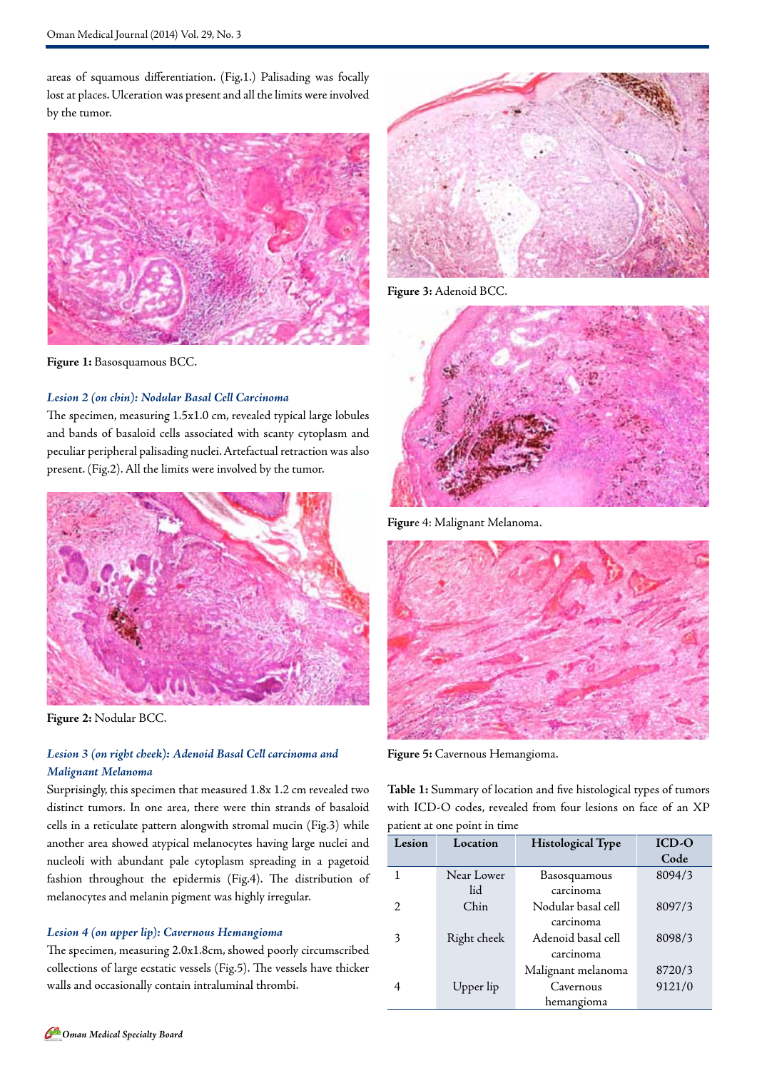areas of squamous differentiation. (Fig.1.) Palisading was focally lost at places. Ulceration was present and all the limits were involved by the tumor.

**Figure 1:** Basosquamous BCC.

### *Lesion 2 (on chin): Nodular Basal Cell Carcinoma*

The specimen, measuring 1.5x1.0 cm, revealed typical large lobules and bands of basaloid cells associated with scanty cytoplasm and peculiar peripheral palisading nuclei. Artefactual retraction was also present. (Fig.2). All the limits were involved by the tumor.

**Figure 2:** Nodular BCC.

### *Lesion 3 (on right cheek): Adenoid Basal Cell carcinoma and Malignant Melanoma*

Surprisingly, this specimen that measured 1.8x 1.2 cm revealed two distinct tumors. In one area, there were thin strands of basaloid cells in a reticulate pattern alongwith stromal mucin (Fig.3) while another area showed atypical melanocytes having large nuclei and nucleoli with abundant pale cytoplasm spreading in a pagetoid fashion throughout the epidermis (Fig.4). The distribution of melanocytes and melanin pigment was highly irregular.

### *Lesion 4 (on upper lip): Cavernous Hemangioma*

The specimen, measuring 2.0x1.8cm, showed poorly circumscribed collections of large ecstatic vessels (Fig.5). The vessels have thicker walls and occasionally contain intraluminal thrombi.

**Figure 3:** Adenoid BCC.

**Figure 4:** Malignant Melanoma.

**Figure 5:** Cavernous Hemangioma.

**Table 1:** Summary of location and five histological types of tumors with ICD-O codes, revealed from four lesions on face of an XP patient at one point in time

| Lesion | Location | Histological Type | ICD-O Code |
|---|---|---|---|
| 1 | Near Lower lid | Basosquamous carcinoma | 8094/3 |
| 2 | Chin | Nodular basal cell carcinoma | 8097/3 |
| 3 | Right cheek | Adenoid basal cell carcinoma | 8098/3 |
| | | Malignant melanoma | 8720/3 |
| 4 | Upper lip | Cavernous hemangioma | 9121/0 |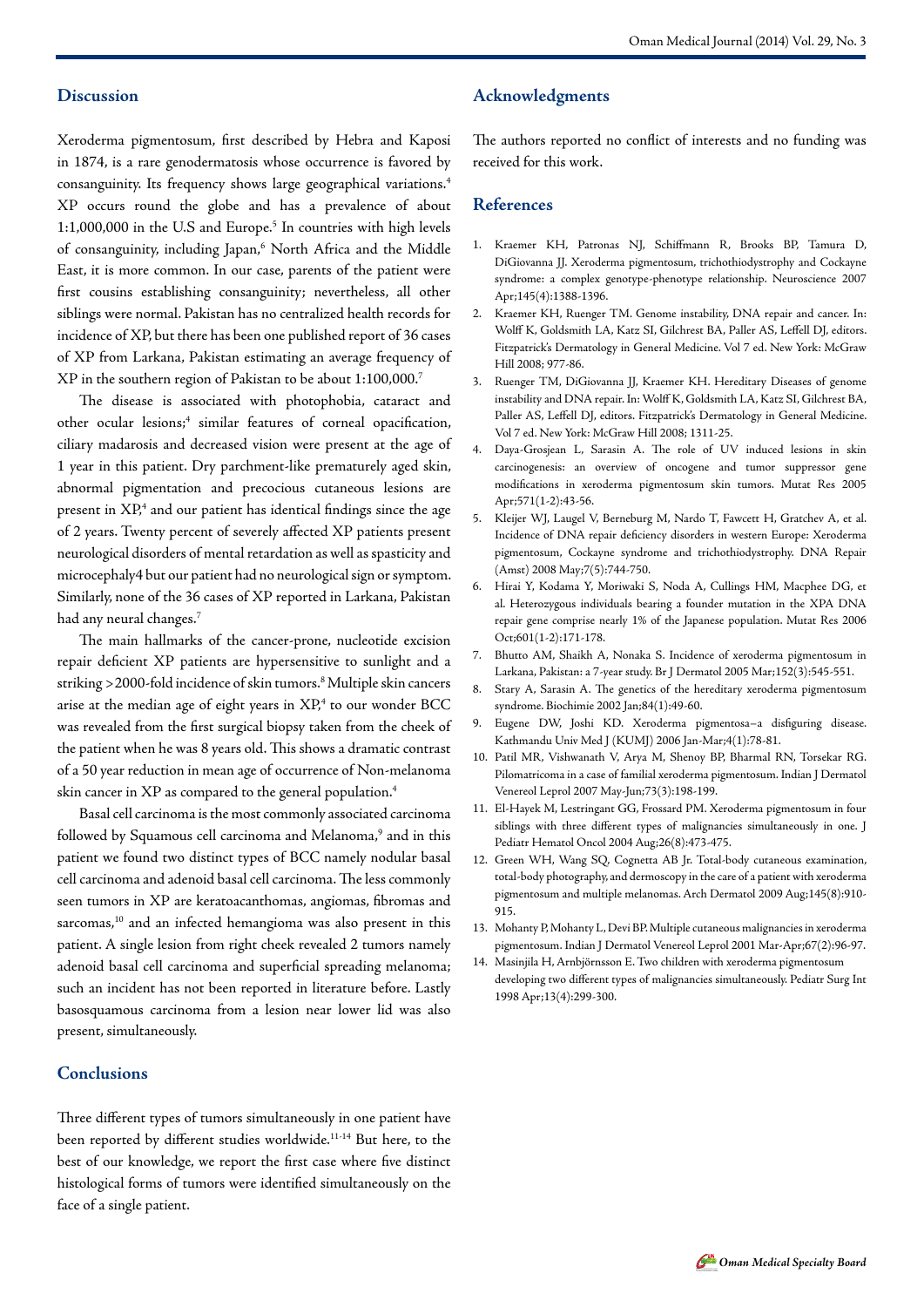## Discussion

Xeroderma pigmentosum, first described by Hebra and Kaposi in 1874, is a rare genodermatosis whose occurrence is favored by consanguinity. Its frequency shows large geographical variations.[4] XP occurs round the globe and has a prevalence of about 1:1,000,000 in the U.S and Europe.[5] In countries with high levels of consanguinity, including Japan,[6] North Africa and the Middle East, it is more common. In our case, parents of the patient were first cousins establishing consanguinity; nevertheless, all other siblings were normal. Pakistan has no centralized health records for incidence of XP, but there has been one published report of 36 cases of XP from Larkana, Pakistan estimating an average frequency of XP in the southern region of Pakistan to be about 1:100,000.[7]

The disease is associated with photophobia, cataract and other ocular lesions;[4] similar features of corneal opacification, ciliary madarosis and decreased vision were present at the age of 1 year in this patient. Dry parchment-like prematurely aged skin, abnormal pigmentation and precocious cutaneous lesions are present in XP,[4] and our patient has identical findings since the age of 2 years. Twenty percent of severely affected XP patients present neurological disorders of mental retardation as well as spasticity and microcephaly4 but our patient had no neurological sign or symptom. Similarly, none of the 36 cases of XP reported in Larkana, Pakistan had any neural changes.[7]

The main hallmarks of the cancer-prone, nucleotide excision repair deficient XP patients are hypersensitive to sunlight and a striking >2000-fold incidence of skin tumors.[8] Multiple skin cancers arise at the median age of eight years in XP,[4] to our wonder BCC was revealed from the first surgical biopsy taken from the cheek of the patient when he was 8 years old. This shows a dramatic contrast of a 50 year reduction in mean age of occurrence of Non-melanoma skin cancer in XP as compared to the general population.[4]

Basal cell carcinoma is the most commonly associated carcinoma followed by Squamous cell carcinoma and Melanoma,[9] and in this patient we found two distinct types of BCC namely nodular basal cell carcinoma and adenoid basal cell carcinoma. The less commonly seen tumors in XP are keratoacanthomas, angiomas, fibromas and sarcomas,[10] and an infected hemangioma was also present in this patient. A single lesion from right cheek revealed 2 tumors namely adenoid basal cell carcinoma and superficial spreading melanoma; such an incident has not been reported in literature before. Lastly basosquamous carcinoma from a lesion near lower lid was also present, simultaneously.

## Conclusions

Three different types of tumors simultaneously in one patient have been reported by different studies worldwide.[11-14] But here, to the best of our knowledge, we report the first case where five distinct histological forms of tumors were identified simultaneously on the face of a single patient.

## Acknowledgments

The authors reported no conflict of interests and no funding was received for this work.

## References

1. Kraemer KH, Patronas NJ, Schiffmann R, Brooks BP, Tamura D, DiGiovanna JJ. Xeroderma pigmentosum, trichothiodystrophy and Cockayne syndrome: a complex genotype-phenotype relationship. Neuroscience 2007 Apr;145(4):1388-1396.
2. Kraemer KH, Ruenger TM. Genome instability, DNA repair and cancer. In: Wolff K, Goldsmith LA, Katz SI, Gilchrest BA, Paller AS, Leffell DJ, editors. Fitzpatrick's Dermatology in General Medicine. Vol 7 ed. New York: McGraw Hill 2008; 977-86.
3. Ruenger TM, DiGiovanna JJ, Kraemer KH. Hereditary Diseases of genome instability and DNA repair. In: Wolff K, Goldsmith LA, Katz SI, Gilchrest BA, Paller AS, Leffell DJ, editors. Fitzpatrick's Dermatology in General Medicine. Vol 7 ed. New York: McGraw Hill 2008; 1311-25.
4. Daya-Grosjean L, Sarasin A. The role of UV induced lesions in skin carcinogenesis: an overview of oncogene and tumor suppressor gene modifications in xeroderma pigmentosum skin tumors. Mutat Res 2005 Apr;571(1-2):43-56.
5. Kleijer WJ, Laugel V, Berneburg M, Nardo T, Fawcett H, Gratchev A, et al. Incidence of DNA repair deficiency disorders in western Europe: Xeroderma pigmentosum, Cockayne syndrome and trichothiodystrophy. DNA Repair (Amst) 2008 May;7(5):744-750.
6. Hirai Y, Kodama Y, Moriwaki S, Noda A, Cullings HM, Macphee DG, et al. Heterozygous individuals bearing a founder mutation in the XPA DNA repair gene comprise nearly 1% of the Japanese population. Mutat Res 2006 Oct;601(1-2):171-178.
7. Bhutto AM, Shaikh A, Nonaka S. Incidence of xeroderma pigmentosum in Larkana, Pakistan: a 7-year study. Br J Dermatol 2005 Mar;152(3):545-551.
8. Stary A, Sarasin A. The genetics of the hereditary xeroderma pigmentosum syndrome. Biochimie 2002 Jan;84(1):49-60.
9. Eugene DW, Joshi KD. Xeroderma pigmentosa–a disfiguring disease. Kathmandu Univ Med J (KUMJ) 2006 Jan-Mar;4(1):78-81.
10. Patil MR, Vishwanath V, Arya M, Shenoy BP, Bharmal RN, Torsekar RG. Pilomatricoma in a case of familial xeroderma pigmentosum. Indian J Dermatol Venereol Leprol 2007 May-Jun;73(3):198-199.
11. El-Hayek M, Lestringant GG, Frossard PM. Xeroderma pigmentosum in four siblings with three different types of malignancies simultaneously in one. J Pediatr Hematol Oncol 2004 Aug;26(8):473-475.
12. Green WH, Wang SQ, Cognetta AB Jr. Total-body cutaneous examination, total-body photography, and dermoscopy in the care of a patient with xeroderma pigmentosum and multiple melanomas. Arch Dermatol 2009 Aug;145(8):910-915.
13. Mohanty P, Mohanty L, Devi BP. Multiple cutaneous malignancies in xeroderma pigmentosum. Indian J Dermatol Venereol Leprol 2001 Mar-Apr;67(2):96-97.
14. Masinjila H, Arnbjörnsson E. Two children with xeroderma pigmentosum developing two different types of malignancies simultaneously. Pediatr Surg Int 1998 Apr;13(4):299-300.